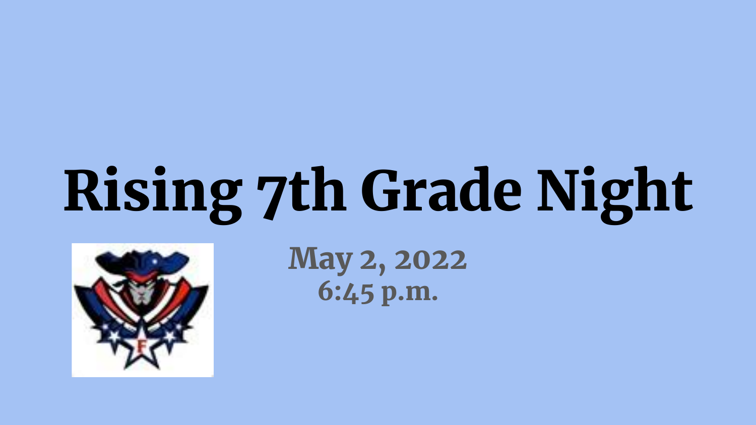# Rising 7th Grade Night

**May 2, 2022**
**6:45 p.m.**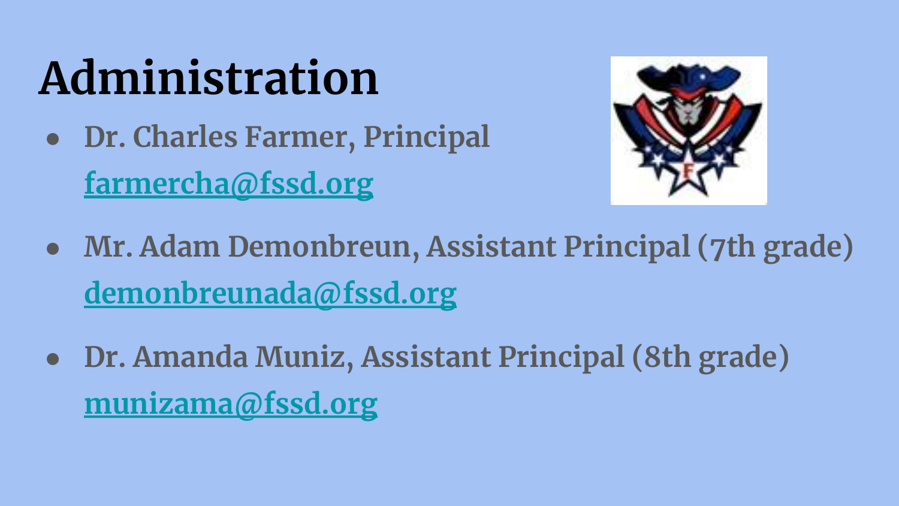# Administration

- **Dr. Charles Farmer, Principal**
  farmercha@fssd.org

- **Mr. Adam Demonbreun, Assistant Principal (7th grade)**
  demonbreunada@fssd.org

- **Dr. Amanda Muniz, Assistant Principal (8th grade)**
  munizama@fssd.org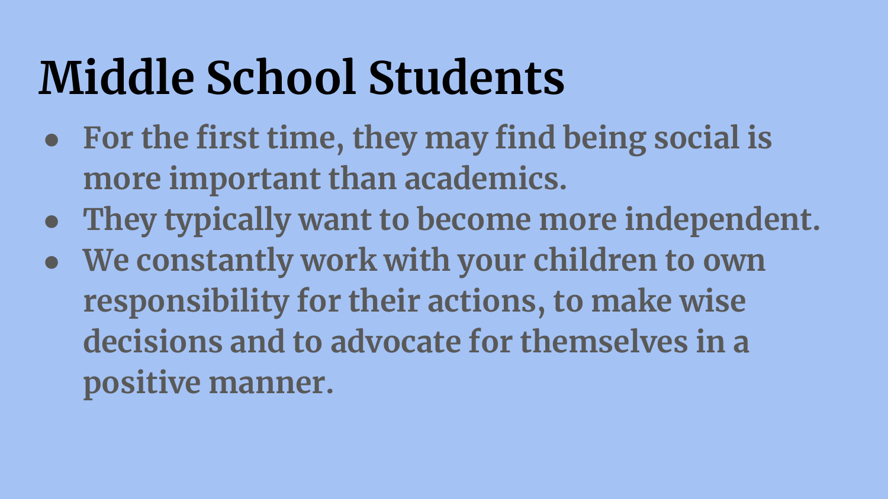# Middle School Students

- For the first time, they may find being social is more important than academics.
- They typically want to become more independent.
- We constantly work with your children to own responsibility for their actions, to make wise decisions and to advocate for themselves in a positive manner.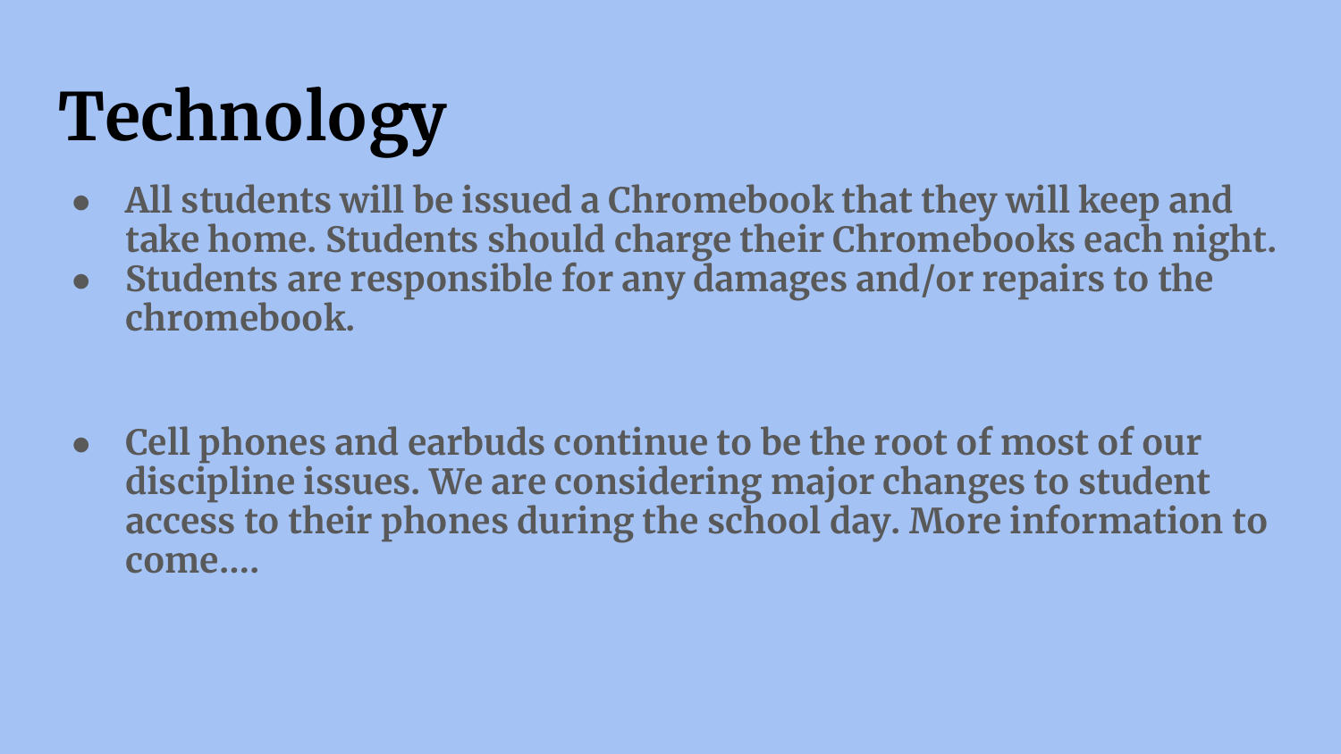# Technology

- **All students will be issued a Chromebook that they will keep and take home. Students should charge their Chromebooks each night.**
- **Students are responsible for any damages and/or repairs to the chromebook.**

- **Cell phones and earbuds continue to be the root of most of our discipline issues. We are considering major changes to student access to their phones during the school day. More information to come….**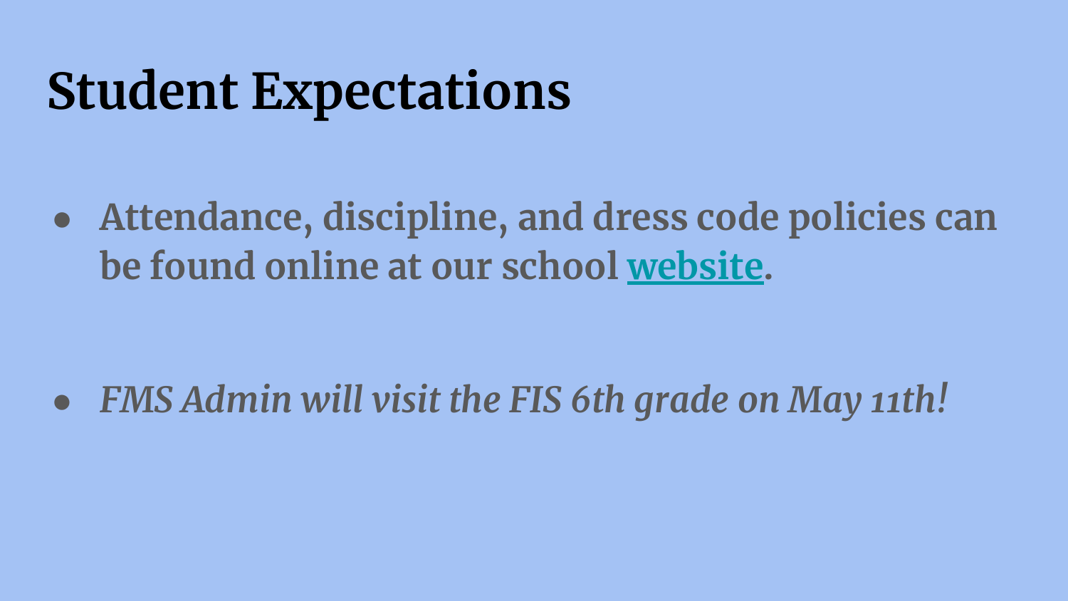# Student Expectations

- **Attendance, discipline, and dress code policies can be found online at our school website.**

- ***FMS Admin will visit the FIS 6th grade on May 11th!***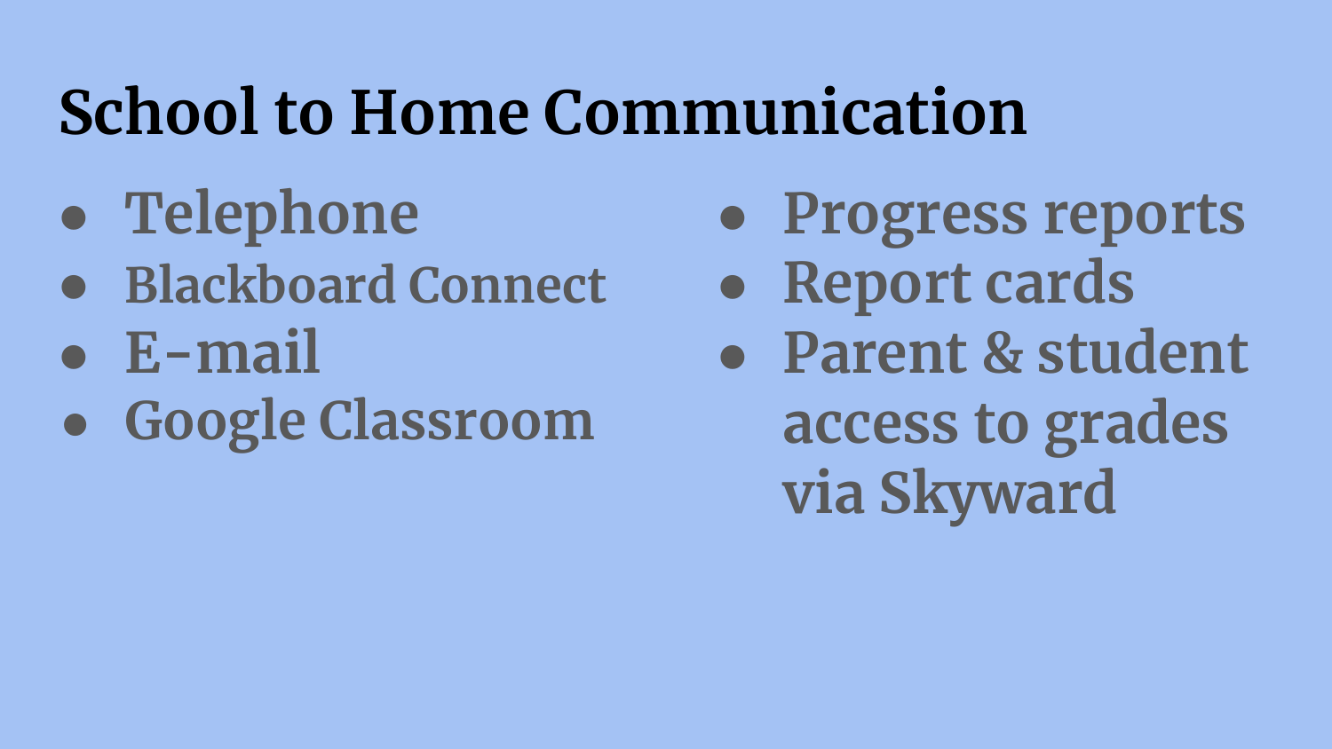# School to Home Communication

- Telephone
- Blackboard Connect
- E-mail
- Google Classroom
- Progress reports
- Report cards
- Parent & student access to grades via Skyward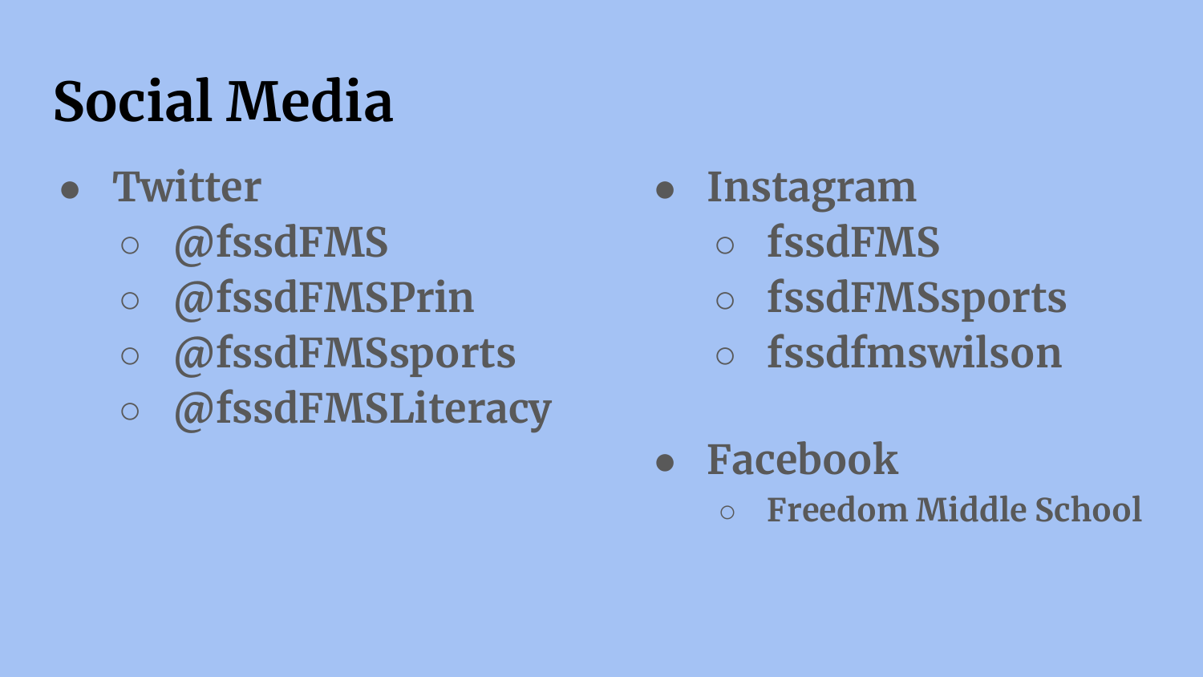# Social Media

- Twitter
  - @fssdFMS
  - @fssdFMSPrin
  - @fssdFMSsports
  - @fssdFMSLiteracy
- Instagram
  - fssdFMS
  - fssdFMSsports
  - fssdfmswilson
- Facebook
  - Freedom Middle School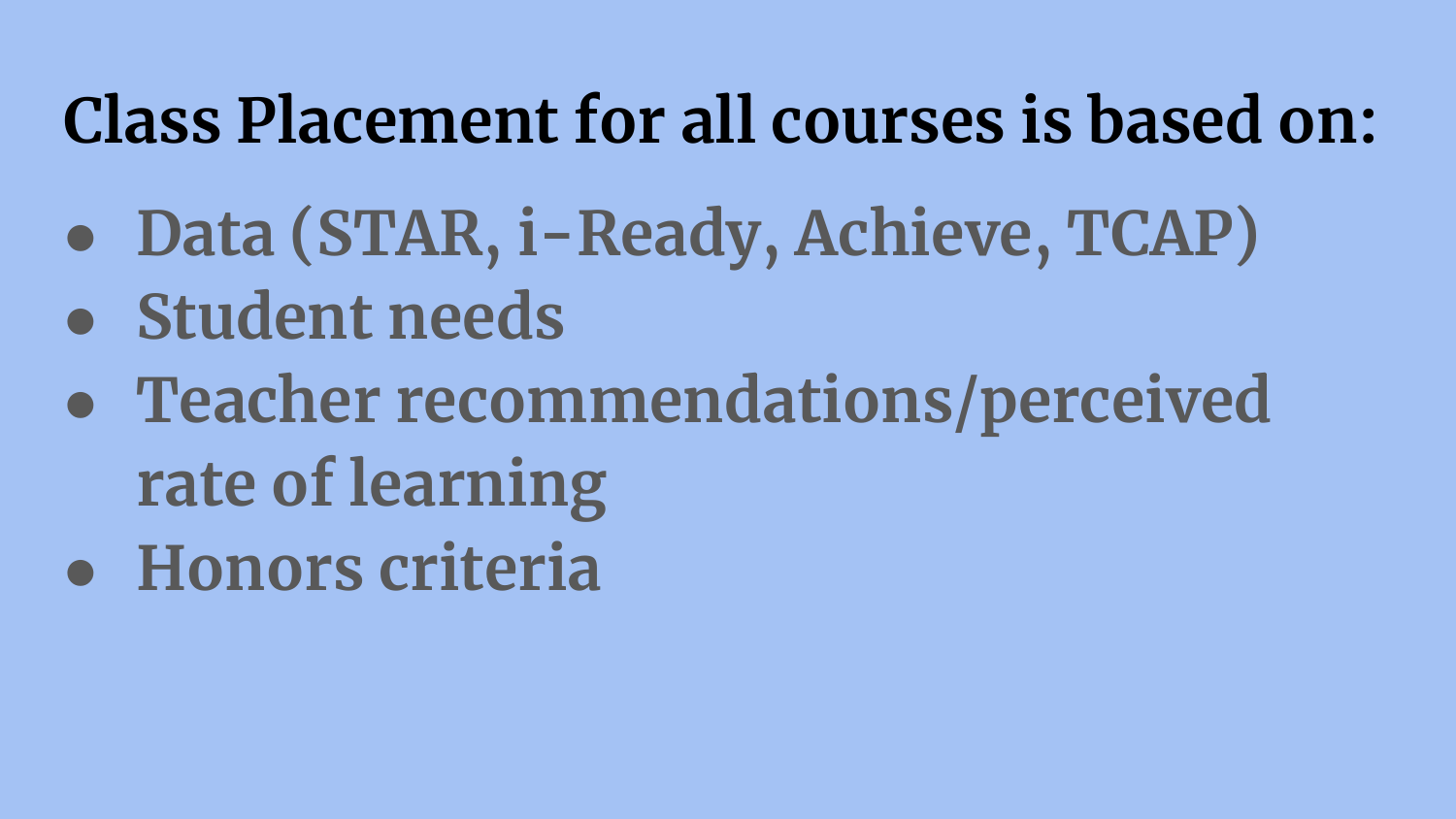# Class Placement for all courses is based on:

- Data (STAR, i-Ready, Achieve, TCAP)
- Student needs
- Teacher recommendations/perceived rate of learning
- Honors criteria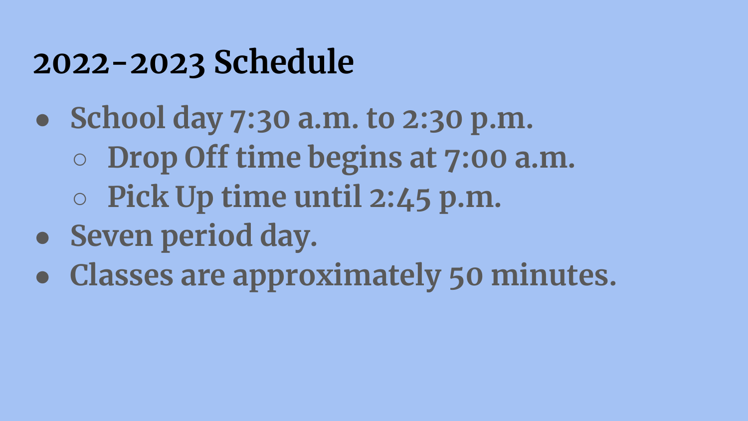# 2022-2023 Schedule

- School day 7:30 a.m. to 2:30 p.m.
  - Drop Off time begins at 7:00 a.m.
  - Pick Up time until 2:45 p.m.
- Seven period day.
- Classes are approximately 50 minutes.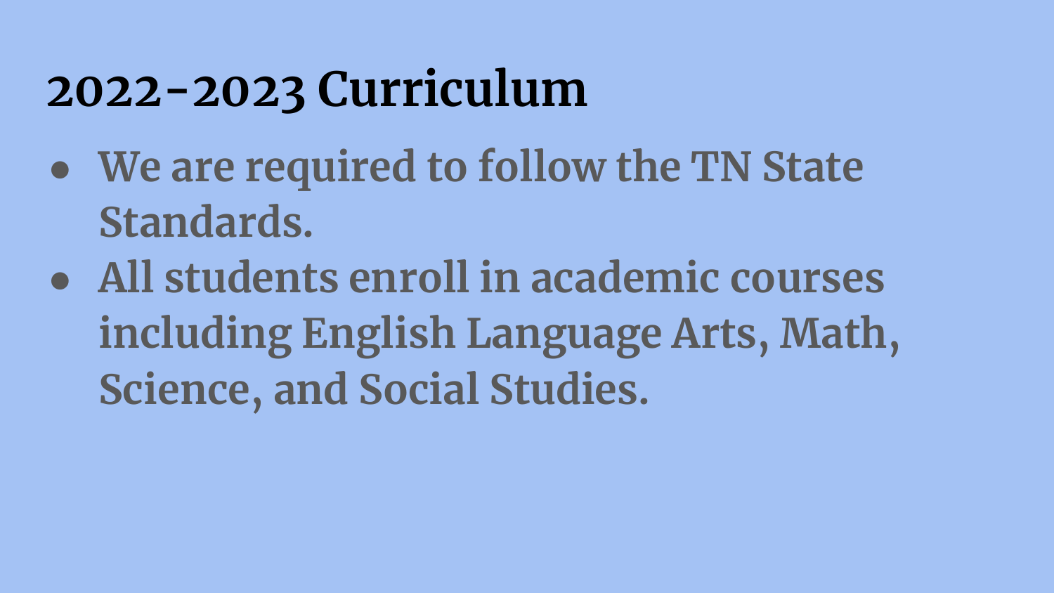# 2022-2023 Curriculum

- We are required to follow the TN State Standards.
- All students enroll in academic courses including English Language Arts, Math, Science, and Social Studies.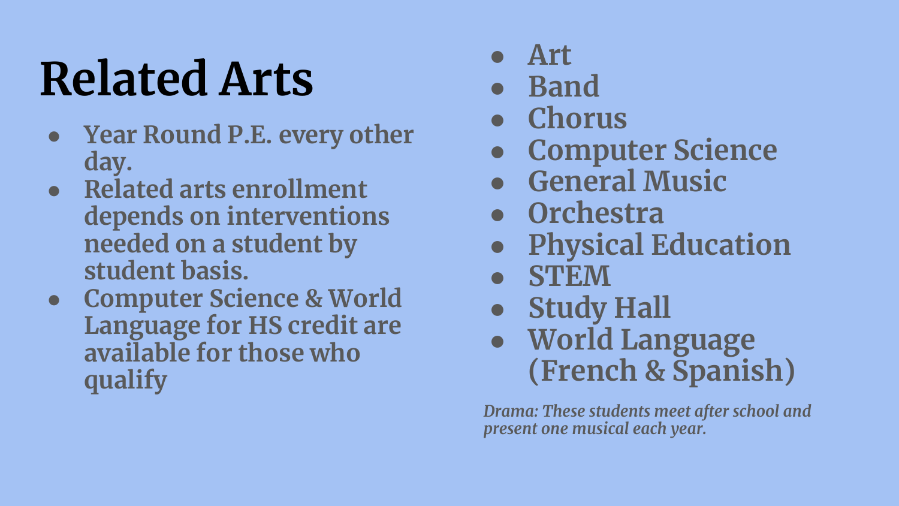# Related Arts

- Year Round P.E. every other day.
- Related arts enrollment depends on interventions needed on a student by student basis.
- Computer Science & World Language for HS credit are available for those who qualify

- Art
- Band
- Chorus
- Computer Science
- General Music
- Orchestra
- Physical Education
- STEM
- Study Hall
- World Language (French & Spanish)

*Drama: These students meet after school and present one musical each year.*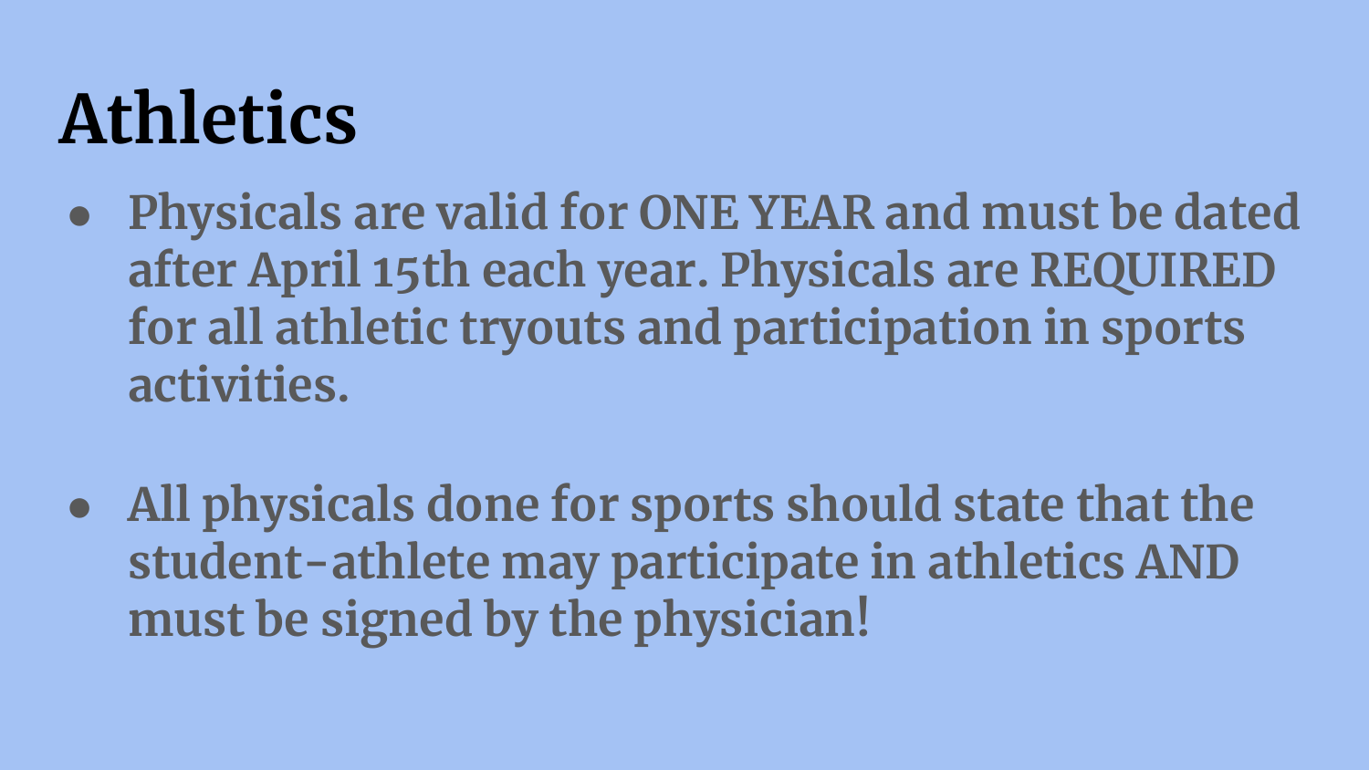# Athletics

- **Physicals are valid for ONE YEAR and must be dated after April 15th each year. Physicals are REQUIRED for all athletic tryouts and participation in sports activities.**

- **All physicals done for sports should state that the student-athlete may participate in athletics AND must be signed by the physician!**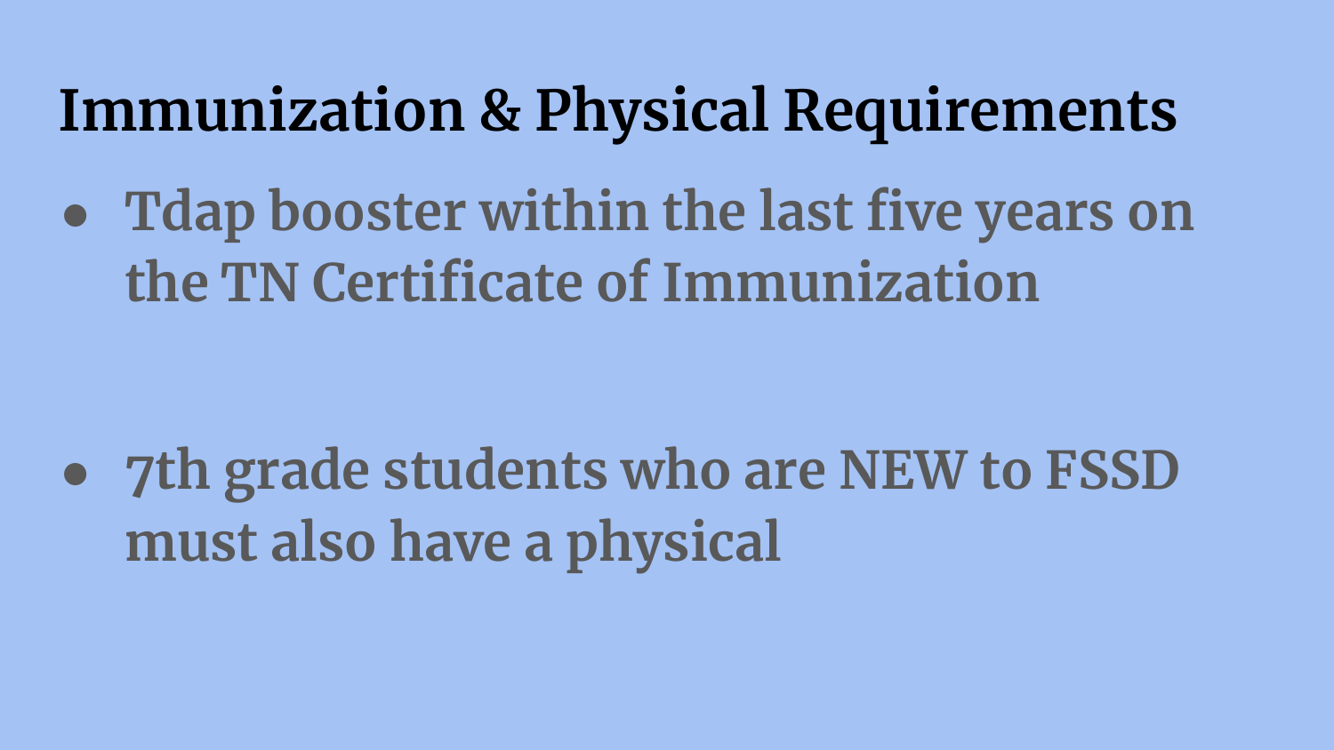# Immunization & Physical Requirements

- Tdap booster within the last five years on the TN Certificate of Immunization

- 7th grade students who are NEW to FSSD must also have a physical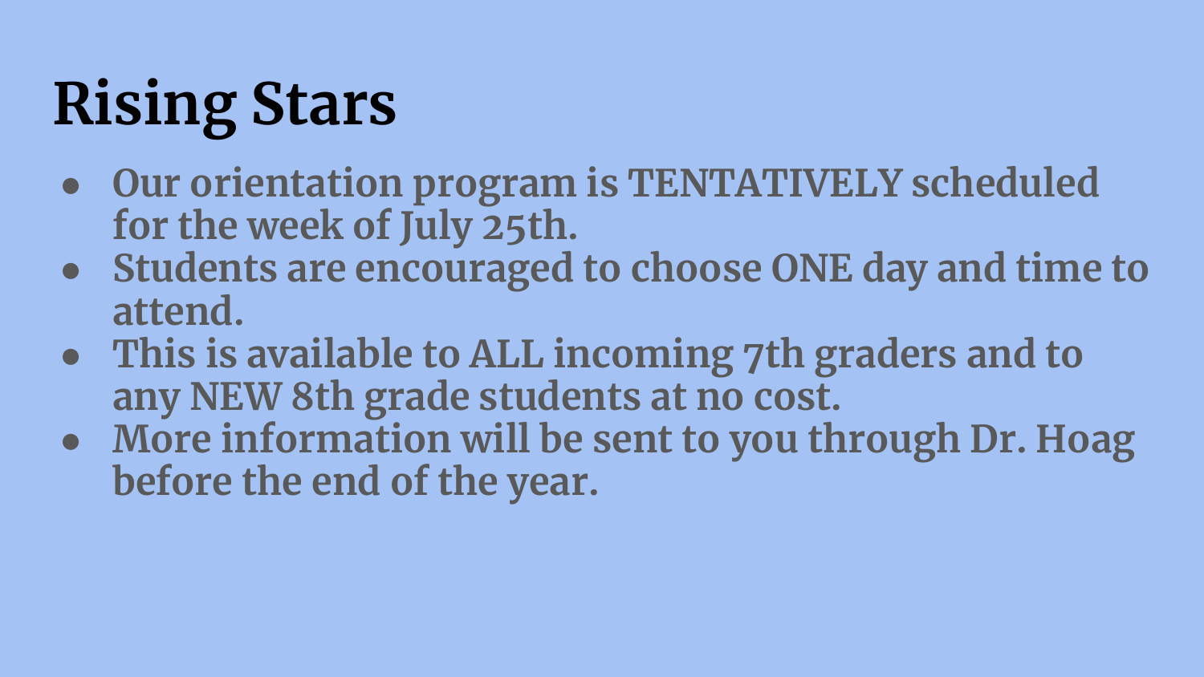# Rising Stars

- **Our orientation program is TENTATIVELY scheduled for the week of July 25th.**
- **Students are encouraged to choose ONE day and time to attend.**
- **This is available to ALL incoming 7th graders and to any NEW 8th grade students at no cost.**
- **More information will be sent to you through Dr. Hoag before the end of the year.**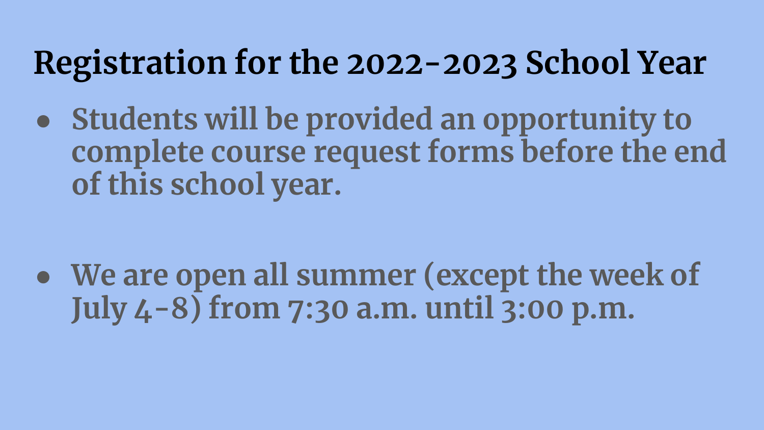# Registration for the 2022-2023 School Year

- Students will be provided an opportunity to complete course request forms before the end of this school year.
- We are open all summer (except the week of July 4-8) from 7:30 a.m. until 3:00 p.m.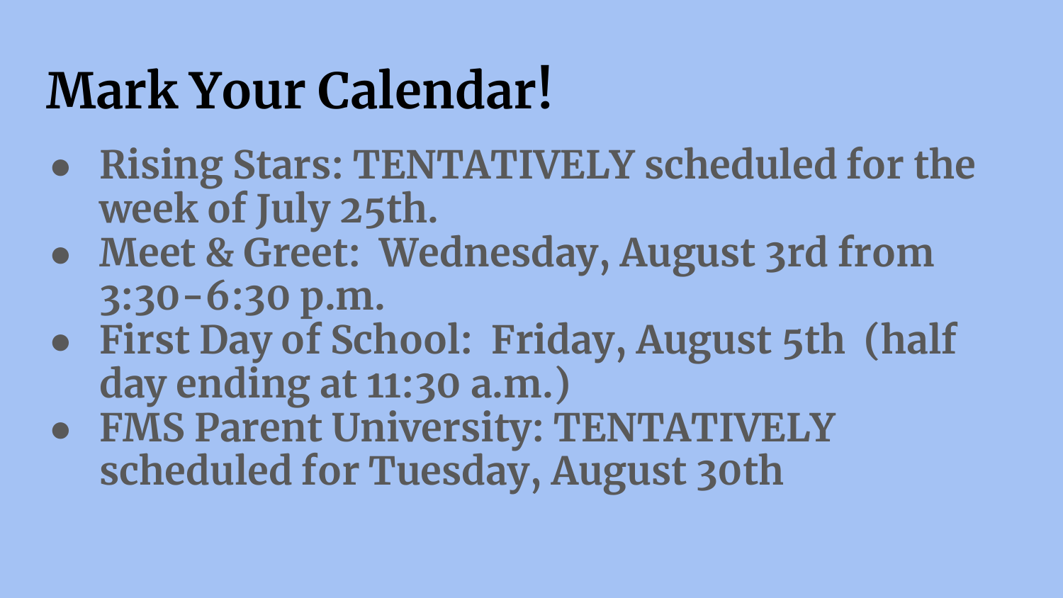# Mark Your Calendar!

- Rising Stars: TENTATIVELY scheduled for the week of July 25th.
- Meet & Greet: Wednesday, August 3rd from 3:30-6:30 p.m.
- First Day of School: Friday, August 5th (half day ending at 11:30 a.m.)
- FMS Parent University: TENTATIVELY scheduled for Tuesday, August 30th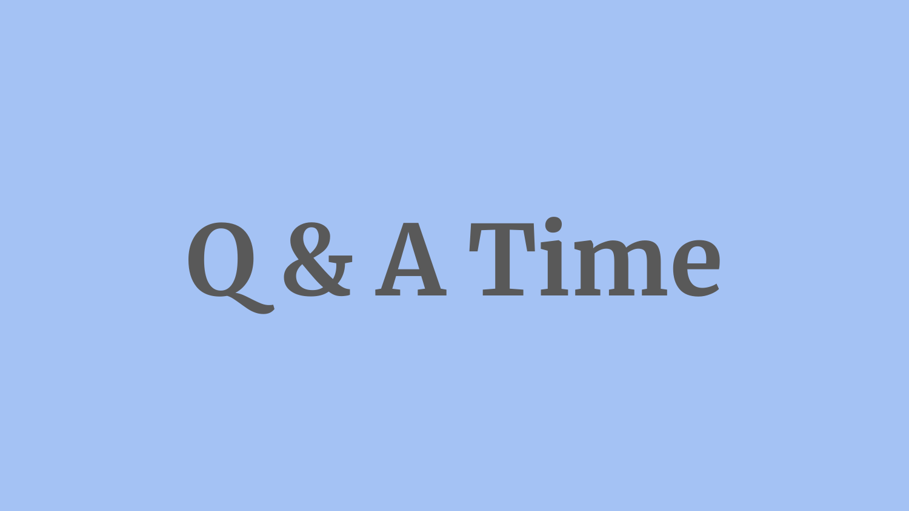# Q & A Time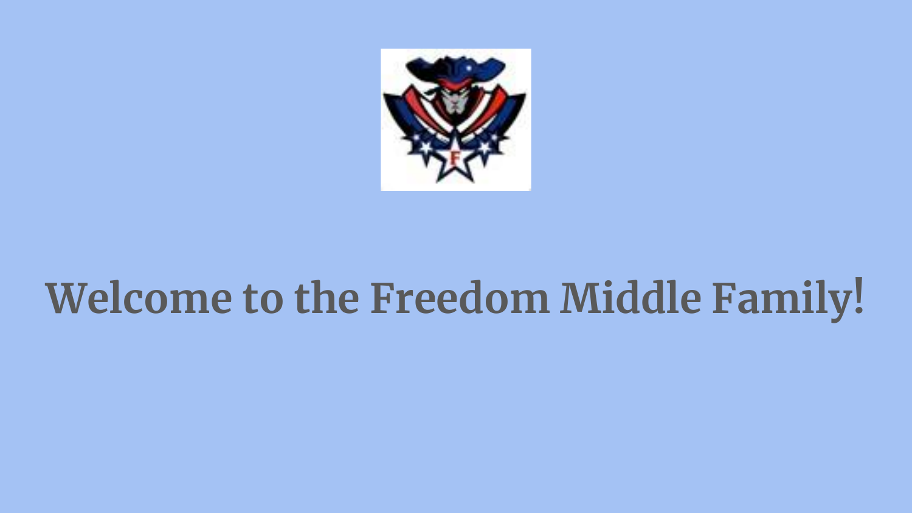# Welcome to the Freedom Middle Family!